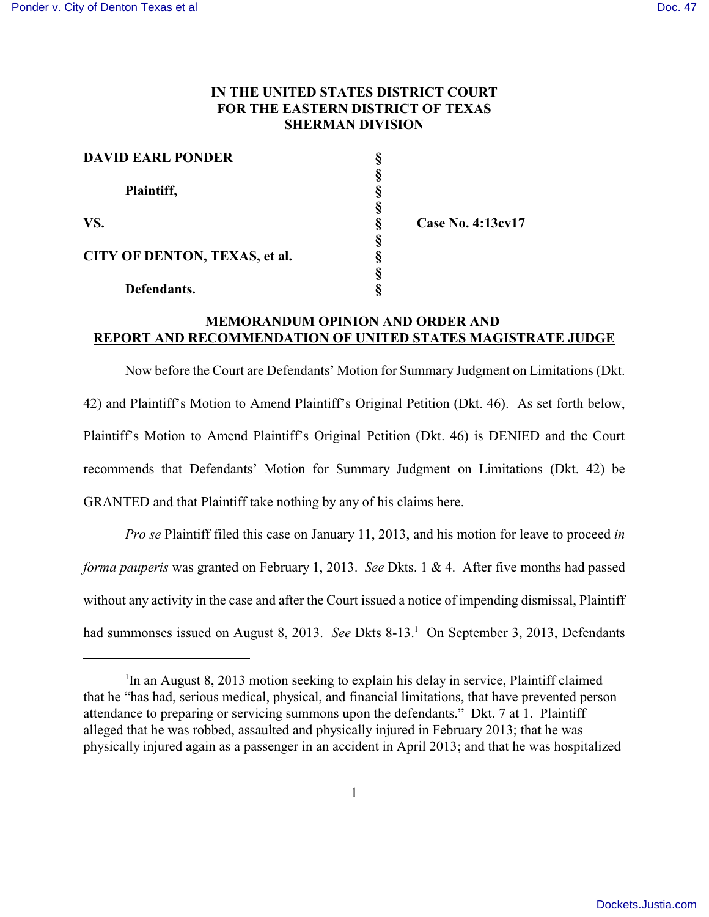**IN THE UNITED STATES DISTRICT COURT**
**FOR THE EASTERN DISTRICT OF TEXAS**
**SHERMAN DIVISION**

| | | |
|---|---|---|
| **DAVID EARL PONDER** | § | |
| | § | |
| **Plaintiff,** | § | |
| | § | |
| **VS.** | § | **Case No. 4:13cv17** |
| | § | |
| **CITY OF DENTON, TEXAS, et al.** | § | |
| | § | |
| **Defendants.** | § | |

**MEMORANDUM OPINION AND ORDER AND**
**REPORT AND RECOMMENDATION OF UNITED STATES MAGISTRATE JUDGE**

Now before the Court are Defendants' Motion for Summary Judgment on Limitations (Dkt. 42) and Plaintiff's Motion to Amend Plaintiff's Original Petition (Dkt. 46). As set forth below, Plaintiff's Motion to Amend Plaintiff's Original Petition (Dkt. 46) is DENIED and the Court recommends that Defendants' Motion for Summary Judgment on Limitations (Dkt. 42) be GRANTED and that Plaintiff take nothing by any of his claims here.

*Pro se* Plaintiff filed this case on January 11, 2013, and his motion for leave to proceed *in forma pauperis* was granted on February 1, 2013. *See* Dkts. 1 & 4. After five months had passed without any activity in the case and after the Court issued a notice of impending dismissal, Plaintiff had summonses issued on August 8, 2013. *See* Dkts 8-13.[1] On September 3, 2013, Defendants

[1]In an August 8, 2013 motion seeking to explain his delay in service, Plaintiff claimed that he "has had, serious medical, physical, and financial limitations, that have prevented person attendance to preparing or servicing summons upon the defendants." Dkt. 7 at 1. Plaintiff alleged that he was robbed, assaulted and physically injured in February 2013; that he was physically injured again as a passenger in an accident in April 2013; and that he was hospitalized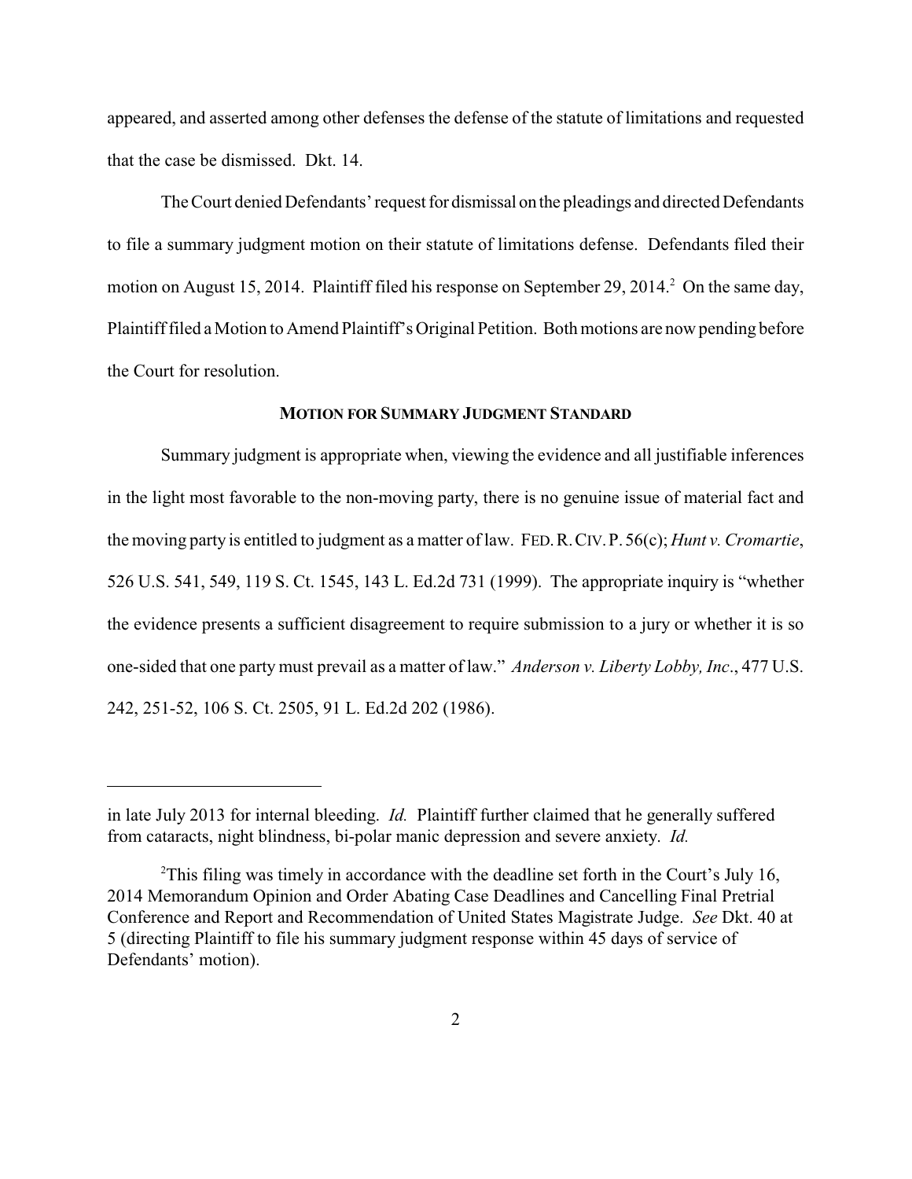appeared, and asserted among other defenses the defense of the statute of limitations and requested that the case be dismissed. Dkt. 14.

The Court denied Defendants' request for dismissal on the pleadings and directed Defendants to file a summary judgment motion on their statute of limitations defense. Defendants filed their motion on August 15, 2014. Plaintiff filed his response on September 29, 2014.[2] On the same day, Plaintiff filed a Motion to Amend Plaintiff's Original Petition. Both motions are now pending before the Court for resolution.

### MOTION FOR SUMMARY JUDGMENT STANDARD

Summary judgment is appropriate when, viewing the evidence and all justifiable inferences in the light most favorable to the non-moving party, there is no genuine issue of material fact and the moving party is entitled to judgment as a matter of law. FED. R. CIV. P. 56(c); *Hunt v. Cromartie*, 526 U.S. 541, 549, 119 S. Ct. 1545, 143 L. Ed.2d 731 (1999). The appropriate inquiry is "whether the evidence presents a sufficient disagreement to require submission to a jury or whether it is so one-sided that one party must prevail as a matter of law." *Anderson v. Liberty Lobby, Inc*., 477 U.S. 242, 251-52, 106 S. Ct. 2505, 91 L. Ed.2d 202 (1986).

---

in late July 2013 for internal bleeding. *Id.* Plaintiff further claimed that he generally suffered from cataracts, night blindness, bi-polar manic depression and severe anxiety. *Id.*

[2] This filing was timely in accordance with the deadline set forth in the Court's July 16, 2014 Memorandum Opinion and Order Abating Case Deadlines and Cancelling Final Pretrial Conference and Report and Recommendation of United States Magistrate Judge. *See* Dkt. 40 at 5 (directing Plaintiff to file his summary judgment response within 45 days of service of Defendants' motion).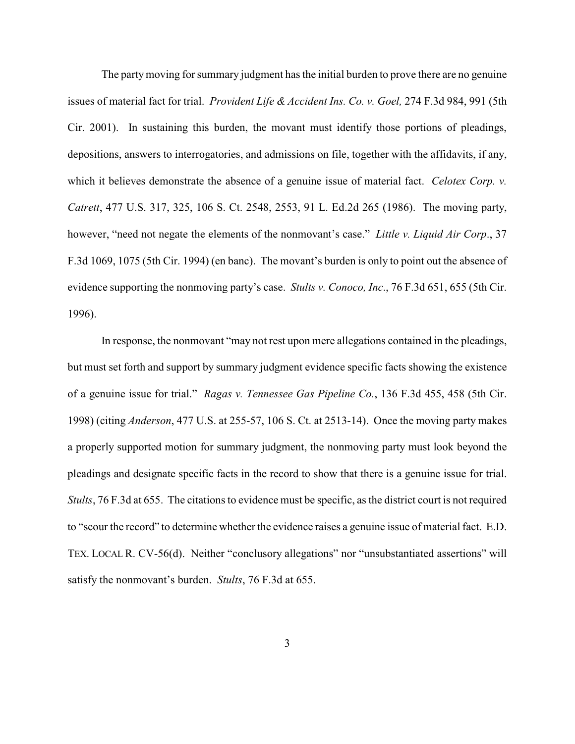The party moving for summary judgment has the initial burden to prove there are no genuine issues of material fact for trial. *Provident Life & Accident Ins. Co. v. Goel,* 274 F.3d 984, 991 (5th Cir. 2001). In sustaining this burden, the movant must identify those portions of pleadings, depositions, answers to interrogatories, and admissions on file, together with the affidavits, if any, which it believes demonstrate the absence of a genuine issue of material fact. *Celotex Corp. v. Catrett*, 477 U.S. 317, 325, 106 S. Ct. 2548, 2553, 91 L. Ed.2d 265 (1986). The moving party, however, "need not negate the elements of the nonmovant's case." *Little v. Liquid Air Corp*., 37 F.3d 1069, 1075 (5th Cir. 1994) (en banc). The movant's burden is only to point out the absence of evidence supporting the nonmoving party's case. *Stults v. Conoco, Inc*., 76 F.3d 651, 655 (5th Cir. 1996).

In response, the nonmovant "may not rest upon mere allegations contained in the pleadings, but must set forth and support by summary judgment evidence specific facts showing the existence of a genuine issue for trial." *Ragas v. Tennessee Gas Pipeline Co.*, 136 F.3d 455, 458 (5th Cir. 1998) (citing *Anderson*, 477 U.S. at 255-57, 106 S. Ct. at 2513-14). Once the moving party makes a properly supported motion for summary judgment, the nonmoving party must look beyond the pleadings and designate specific facts in the record to show that there is a genuine issue for trial. *Stults*, 76 F.3d at 655. The citations to evidence must be specific, as the district court is not required to "scour the record" to determine whether the evidence raises a genuine issue of material fact. E.D. TEX. LOCAL R. CV-56(d). Neither "conclusory allegations" nor "unsubstantiated assertions" will satisfy the nonmovant's burden. *Stults*, 76 F.3d at 655.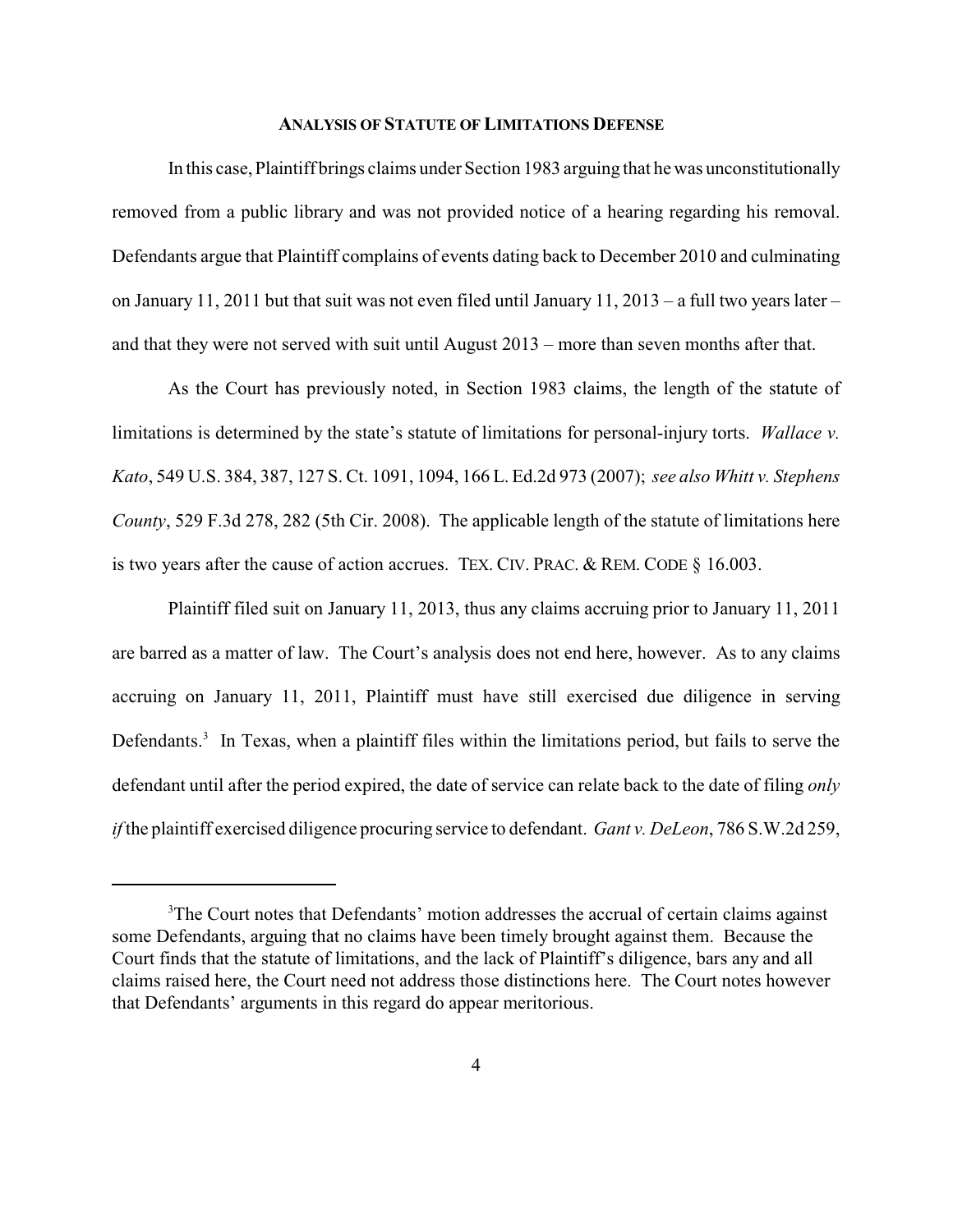## ANALYSIS OF STATUTE OF LIMITATIONS DEFENSE

In this case, Plaintiff brings claims under Section 1983 arguing that he was unconstitutionally removed from a public library and was not provided notice of a hearing regarding his removal. Defendants argue that Plaintiff complains of events dating back to December 2010 and culminating on January 11, 2011 but that suit was not even filed until January 11, 2013 – a full two years later – and that they were not served with suit until August 2013 – more than seven months after that.

As the Court has previously noted, in Section 1983 claims, the length of the statute of limitations is determined by the state's statute of limitations for personal-injury torts. *Wallace v. Kato*, 549 U.S. 384, 387, 127 S. Ct. 1091, 1094, 166 L. Ed.2d 973 (2007); *see also Whitt v. Stephens County*, 529 F.3d 278, 282 (5th Cir. 2008). The applicable length of the statute of limitations here is two years after the cause of action accrues. TEX. CIV. PRAC. & REM. CODE § 16.003.

Plaintiff filed suit on January 11, 2013, thus any claims accruing prior to January 11, 2011 are barred as a matter of law. The Court's analysis does not end here, however. As to any claims accruing on January 11, 2011, Plaintiff must have still exercised due diligence in serving Defendants.[3] In Texas, when a plaintiff files within the limitations period, but fails to serve the defendant until after the period expired, the date of service can relate back to the date of filing *only if* the plaintiff exercised diligence procuring service to defendant. *Gant v. DeLeon*, 786 S.W.2d 259,

---

[3] The Court notes that Defendants' motion addresses the accrual of certain claims against some Defendants, arguing that no claims have been timely brought against them. Because the Court finds that the statute of limitations, and the lack of Plaintiff's diligence, bars any and all claims raised here, the Court need not address those distinctions here. The Court notes however that Defendants' arguments in this regard do appear meritorious.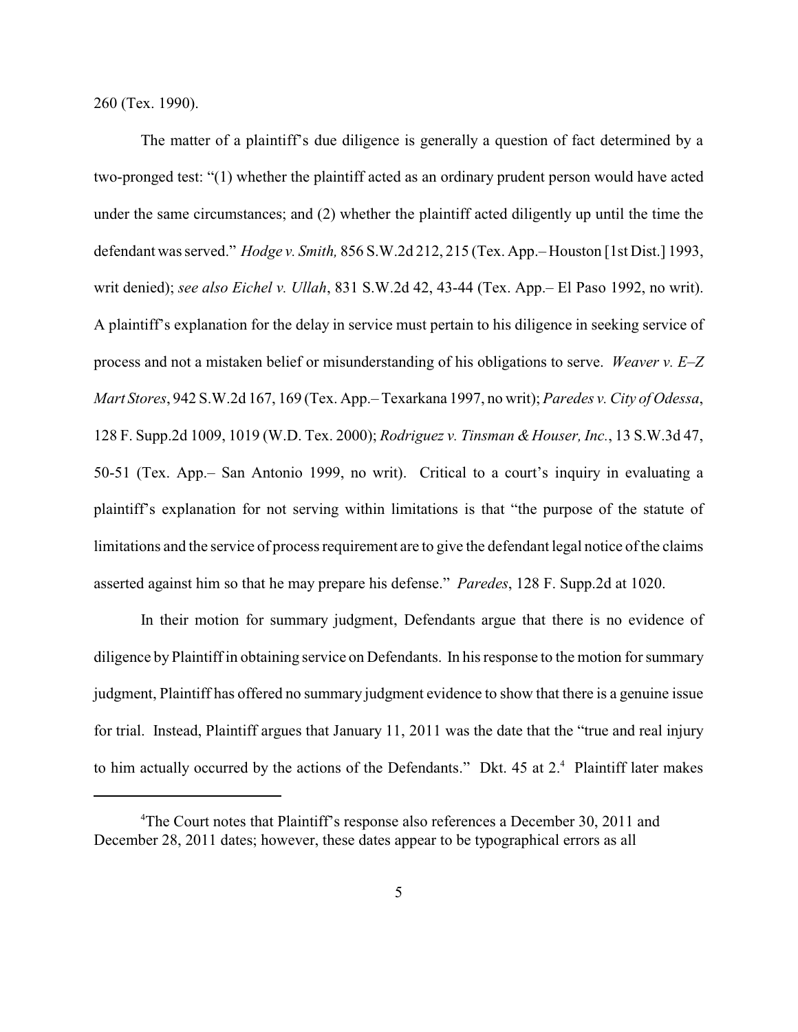260 (Tex. 1990).

The matter of a plaintiff's due diligence is generally a question of fact determined by a two-pronged test: "(1) whether the plaintiff acted as an ordinary prudent person would have acted under the same circumstances; and (2) whether the plaintiff acted diligently up until the time the defendant was served." *Hodge v. Smith,* 856 S.W.2d 212, 215 (Tex. App.– Houston [1st Dist.] 1993, writ denied); *see also Eichel v. Ullah*, 831 S.W.2d 42, 43-44 (Tex. App.– El Paso 1992, no writ). A plaintiff's explanation for the delay in service must pertain to his diligence in seeking service of process and not a mistaken belief or misunderstanding of his obligations to serve. *Weaver v. E–Z Mart Stores*, 942 S.W.2d 167, 169 (Tex. App.– Texarkana 1997, no writ); *Paredes v. City of Odessa*, 128 F. Supp.2d 1009, 1019 (W.D. Tex. 2000); *Rodriguez v. Tinsman & Houser, Inc.*, 13 S.W.3d 47, 50-51 (Tex. App.– San Antonio 1999, no writ). Critical to a court's inquiry in evaluating a plaintiff's explanation for not serving within limitations is that "the purpose of the statute of limitations and the service of process requirement are to give the defendant legal notice of the claims asserted against him so that he may prepare his defense." *Paredes*, 128 F. Supp.2d at 1020.

In their motion for summary judgment, Defendants argue that there is no evidence of diligence by Plaintiff in obtaining service on Defendants. In his response to the motion for summary judgment, Plaintiff has offered no summary judgment evidence to show that there is a genuine issue for trial. Instead, Plaintiff argues that January 11, 2011 was the date that the "true and real injury to him actually occurred by the actions of the Defendants." Dkt. 45 at 2.[4] Plaintiff later makes

[4]The Court notes that Plaintiff's response also references a December 30, 2011 and December 28, 2011 dates; however, these dates appear to be typographical errors as all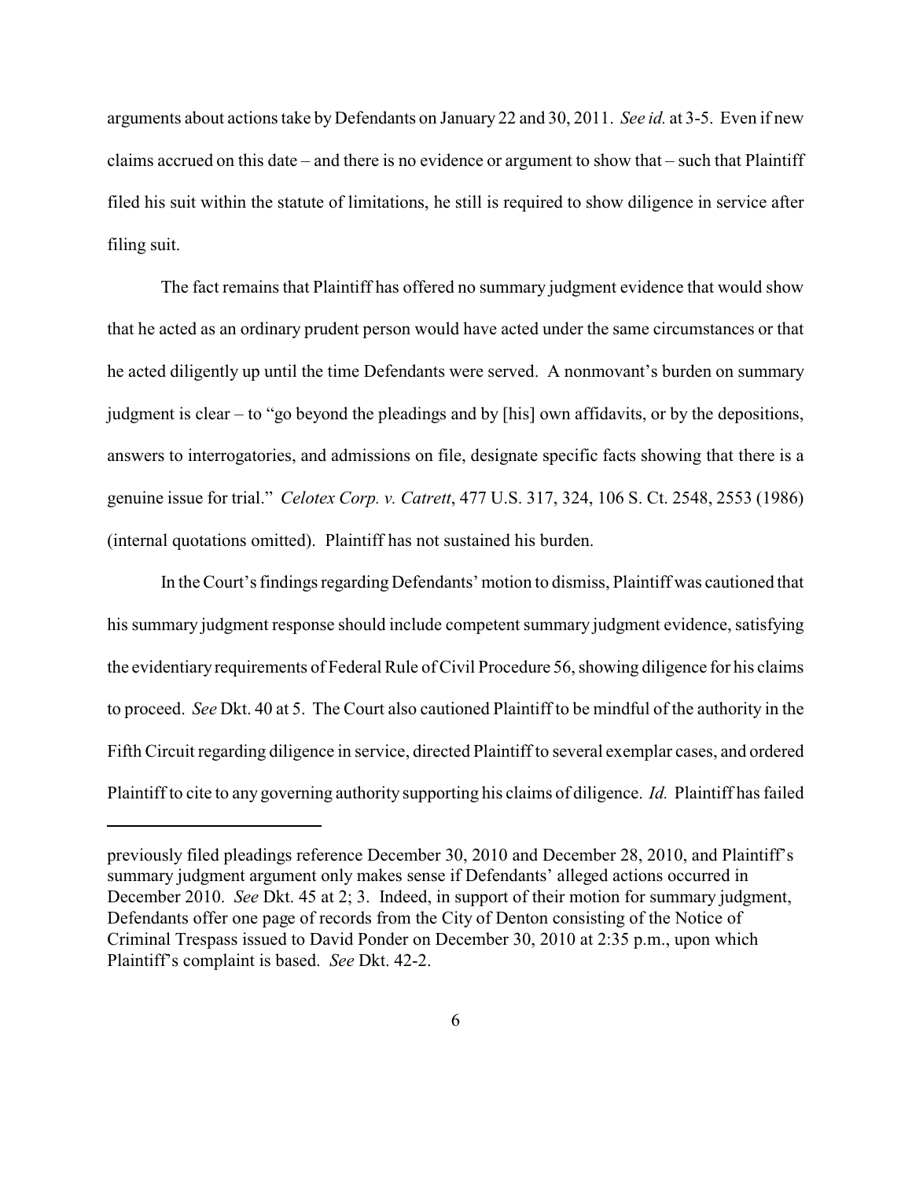arguments about actions take by Defendants on January 22 and 30, 2011. *See id.* at 3-5. Even if new claims accrued on this date – and there is no evidence or argument to show that – such that Plaintiff filed his suit within the statute of limitations, he still is required to show diligence in service after filing suit.

The fact remains that Plaintiff has offered no summary judgment evidence that would show that he acted as an ordinary prudent person would have acted under the same circumstances or that he acted diligently up until the time Defendants were served. A nonmovant's burden on summary judgment is clear – to "go beyond the pleadings and by [his] own affidavits, or by the depositions, answers to interrogatories, and admissions on file, designate specific facts showing that there is a genuine issue for trial." *Celotex Corp. v. Catrett*, 477 U.S. 317, 324, 106 S. Ct. 2548, 2553 (1986) (internal quotations omitted). Plaintiff has not sustained his burden.

In the Court's findings regarding Defendants' motion to dismiss, Plaintiff was cautioned that his summary judgment response should include competent summary judgment evidence, satisfying the evidentiary requirements of Federal Rule of Civil Procedure 56, showing diligence for his claims to proceed. *See* Dkt. 40 at 5. The Court also cautioned Plaintiff to be mindful of the authority in the Fifth Circuit regarding diligence in service, directed Plaintiff to several exemplar cases, and ordered Plaintiff to cite to any governing authority supporting his claims of diligence. *Id.* Plaintiff has failed

---

previously filed pleadings reference December 30, 2010 and December 28, 2010, and Plaintiff's summary judgment argument only makes sense if Defendants' alleged actions occurred in December 2010. *See* Dkt. 45 at 2; 3. Indeed, in support of their motion for summary judgment, Defendants offer one page of records from the City of Denton consisting of the Notice of Criminal Trespass issued to David Ponder on December 30, 2010 at 2:35 p.m., upon which Plaintiff's complaint is based. *See* Dkt. 42-2.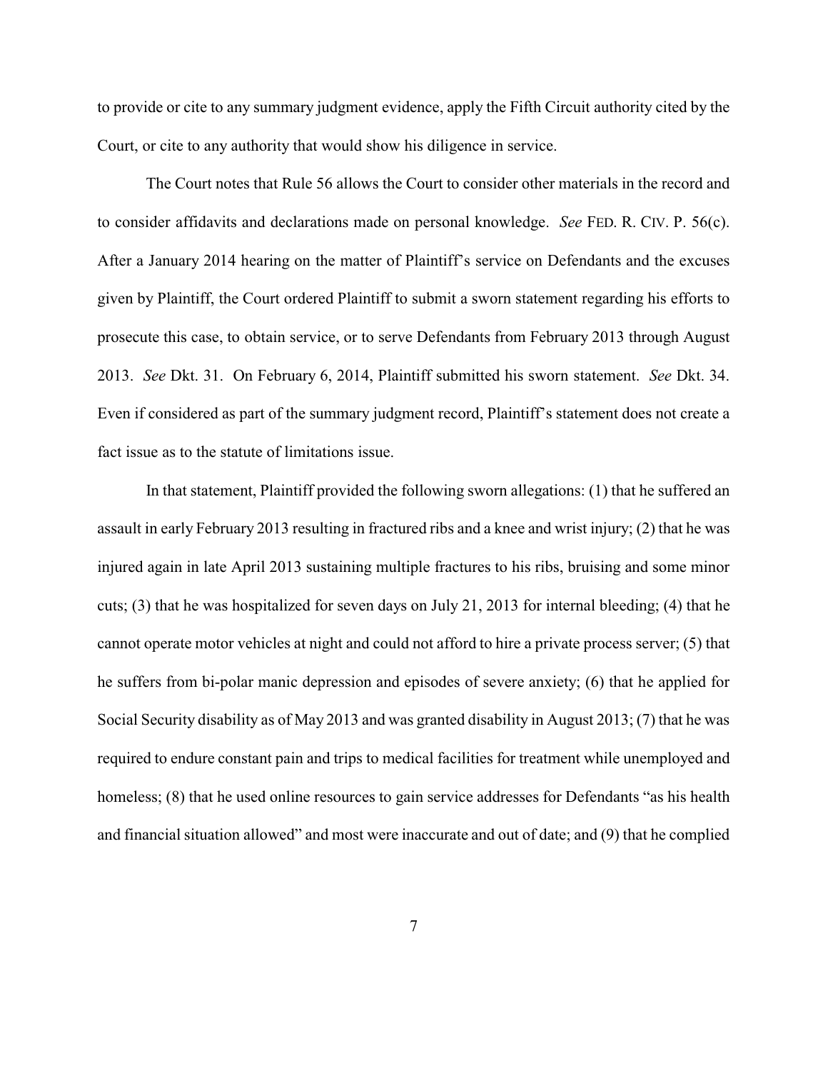to provide or cite to any summary judgment evidence, apply the Fifth Circuit authority cited by the Court, or cite to any authority that would show his diligence in service.

The Court notes that Rule 56 allows the Court to consider other materials in the record and to consider affidavits and declarations made on personal knowledge. *See* FED. R. CIV. P. 56(c). After a January 2014 hearing on the matter of Plaintiff's service on Defendants and the excuses given by Plaintiff, the Court ordered Plaintiff to submit a sworn statement regarding his efforts to prosecute this case, to obtain service, or to serve Defendants from February 2013 through August 2013. *See* Dkt. 31. On February 6, 2014, Plaintiff submitted his sworn statement. *See* Dkt. 34. Even if considered as part of the summary judgment record, Plaintiff's statement does not create a fact issue as to the statute of limitations issue.

In that statement, Plaintiff provided the following sworn allegations: (1) that he suffered an assault in early February 2013 resulting in fractured ribs and a knee and wrist injury; (2) that he was injured again in late April 2013 sustaining multiple fractures to his ribs, bruising and some minor cuts; (3) that he was hospitalized for seven days on July 21, 2013 for internal bleeding; (4) that he cannot operate motor vehicles at night and could not afford to hire a private process server; (5) that he suffers from bi-polar manic depression and episodes of severe anxiety; (6) that he applied for Social Security disability as of May 2013 and was granted disability in August 2013; (7) that he was required to endure constant pain and trips to medical facilities for treatment while unemployed and homeless; (8) that he used online resources to gain service addresses for Defendants "as his health and financial situation allowed" and most were inaccurate and out of date; and (9) that he complied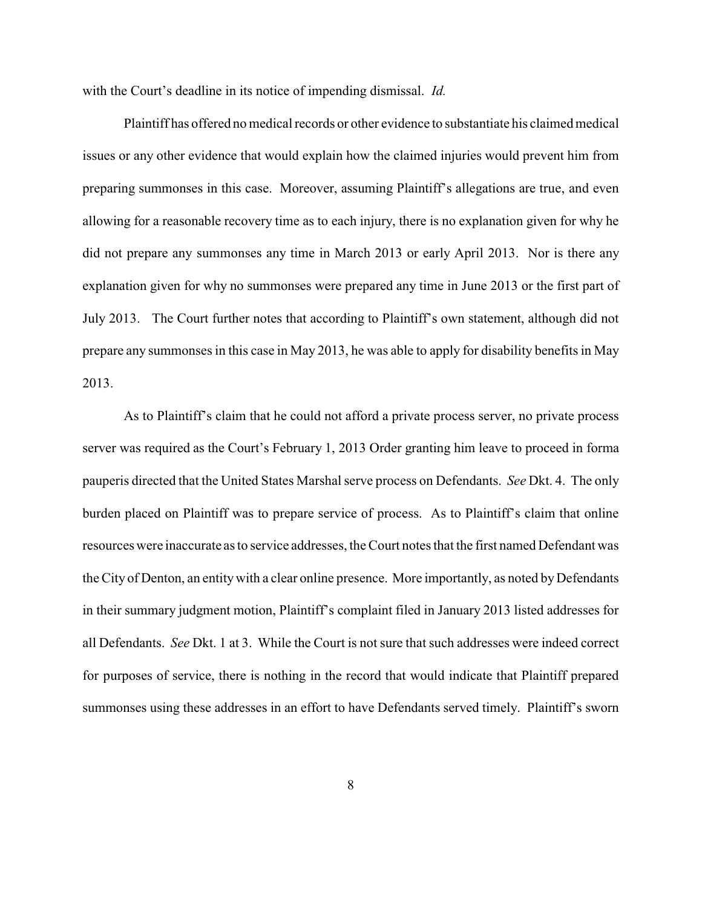with the Court's deadline in its notice of impending dismissal. *Id.*

Plaintiff has offered no medical records or other evidence to substantiate his claimed medical issues or any other evidence that would explain how the claimed injuries would prevent him from preparing summonses in this case. Moreover, assuming Plaintiff's allegations are true, and even allowing for a reasonable recovery time as to each injury, there is no explanation given for why he did not prepare any summonses any time in March 2013 or early April 2013. Nor is there any explanation given for why no summonses were prepared any time in June 2013 or the first part of July 2013. The Court further notes that according to Plaintiff's own statement, although did not prepare any summonses in this case in May 2013, he was able to apply for disability benefits in May 2013.

As to Plaintiff's claim that he could not afford a private process server, no private process server was required as the Court's February 1, 2013 Order granting him leave to proceed in forma pauperis directed that the United States Marshal serve process on Defendants. *See* Dkt. 4. The only burden placed on Plaintiff was to prepare service of process. As to Plaintiff's claim that online resources were inaccurate as to service addresses, the Court notes that the first named Defendant was the City of Denton, an entity with a clear online presence. More importantly, as noted by Defendants in their summary judgment motion, Plaintiff's complaint filed in January 2013 listed addresses for all Defendants. *See* Dkt. 1 at 3. While the Court is not sure that such addresses were indeed correct for purposes of service, there is nothing in the record that would indicate that Plaintiff prepared summonses using these addresses in an effort to have Defendants served timely. Plaintiff's sworn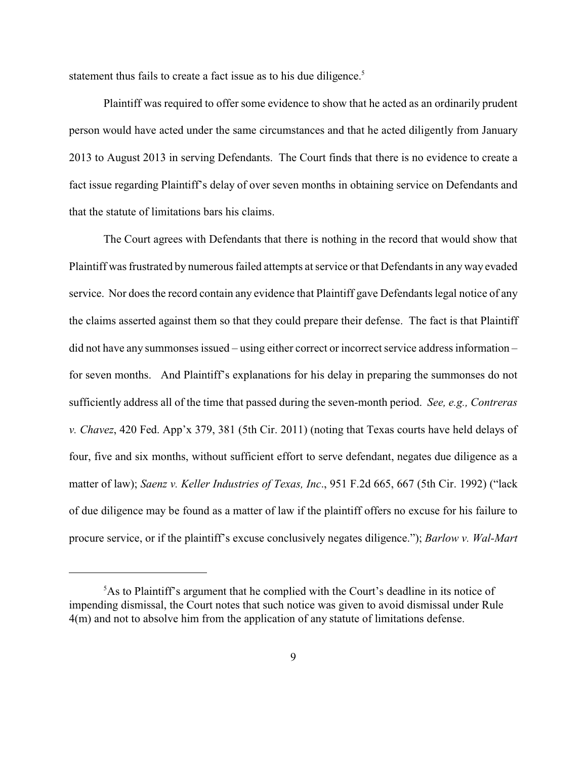statement thus fails to create a fact issue as to his due diligence.[5]

Plaintiff was required to offer some evidence to show that he acted as an ordinarily prudent person would have acted under the same circumstances and that he acted diligently from January 2013 to August 2013 in serving Defendants. The Court finds that there is no evidence to create a fact issue regarding Plaintiff's delay of over seven months in obtaining service on Defendants and that the statute of limitations bars his claims.

The Court agrees with Defendants that there is nothing in the record that would show that Plaintiff was frustrated by numerous failed attempts at service or that Defendants in any way evaded service. Nor does the record contain any evidence that Plaintiff gave Defendants legal notice of any the claims asserted against them so that they could prepare their defense. The fact is that Plaintiff did not have any summonses issued – using either correct or incorrect service address information – for seven months. And Plaintiff's explanations for his delay in preparing the summonses do not sufficiently address all of the time that passed during the seven-month period. *See, e.g., Contreras v. Chavez*, 420 Fed. App'x 379, 381 (5th Cir. 2011) (noting that Texas courts have held delays of four, five and six months, without sufficient effort to serve defendant, negates due diligence as a matter of law); *Saenz v. Keller Industries of Texas, Inc*., 951 F.2d 665, 667 (5th Cir. 1992) ("lack of due diligence may be found as a matter of law if the plaintiff offers no excuse for his failure to procure service, or if the plaintiff's excuse conclusively negates diligence."); *Barlow v. Wal-Mart*

---

[5] As to Plaintiff's argument that he complied with the Court's deadline in its notice of impending dismissal, the Court notes that such notice was given to avoid dismissal under Rule 4(m) and not to absolve him from the application of any statute of limitations defense.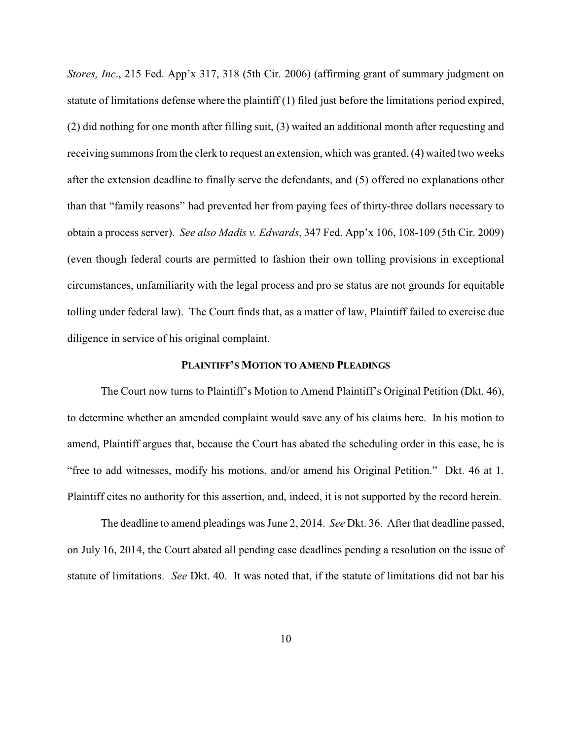*Stores, Inc*., 215 Fed. App'x 317, 318 (5th Cir. 2006) (affirming grant of summary judgment on statute of limitations defense where the plaintiff (1) filed just before the limitations period expired, (2) did nothing for one month after filling suit, (3) waited an additional month after requesting and receiving summons from the clerk to request an extension, which was granted, (4) waited two weeks after the extension deadline to finally serve the defendants, and (5) offered no explanations other than that "family reasons" had prevented her from paying fees of thirty-three dollars necessary to obtain a process server). *See also Madis v. Edwards*, 347 Fed. App'x 106, 108-109 (5th Cir. 2009) (even though federal courts are permitted to fashion their own tolling provisions in exceptional circumstances, unfamiliarity with the legal process and pro se status are not grounds for equitable tolling under federal law). The Court finds that, as a matter of law, Plaintiff failed to exercise due diligence in service of his original complaint.

## PLAINTIFF'S MOTION TO AMEND PLEADINGS

The Court now turns to Plaintiff's Motion to Amend Plaintiff's Original Petition (Dkt. 46), to determine whether an amended complaint would save any of his claims here. In his motion to amend, Plaintiff argues that, because the Court has abated the scheduling order in this case, he is "free to add witnesses, modify his motions, and/or amend his Original Petition." Dkt. 46 at 1. Plaintiff cites no authority for this assertion, and, indeed, it is not supported by the record herein.

The deadline to amend pleadings was June 2, 2014. *See* Dkt. 36. After that deadline passed, on July 16, 2014, the Court abated all pending case deadlines pending a resolution on the issue of statute of limitations. *See* Dkt. 40. It was noted that, if the statute of limitations did not bar his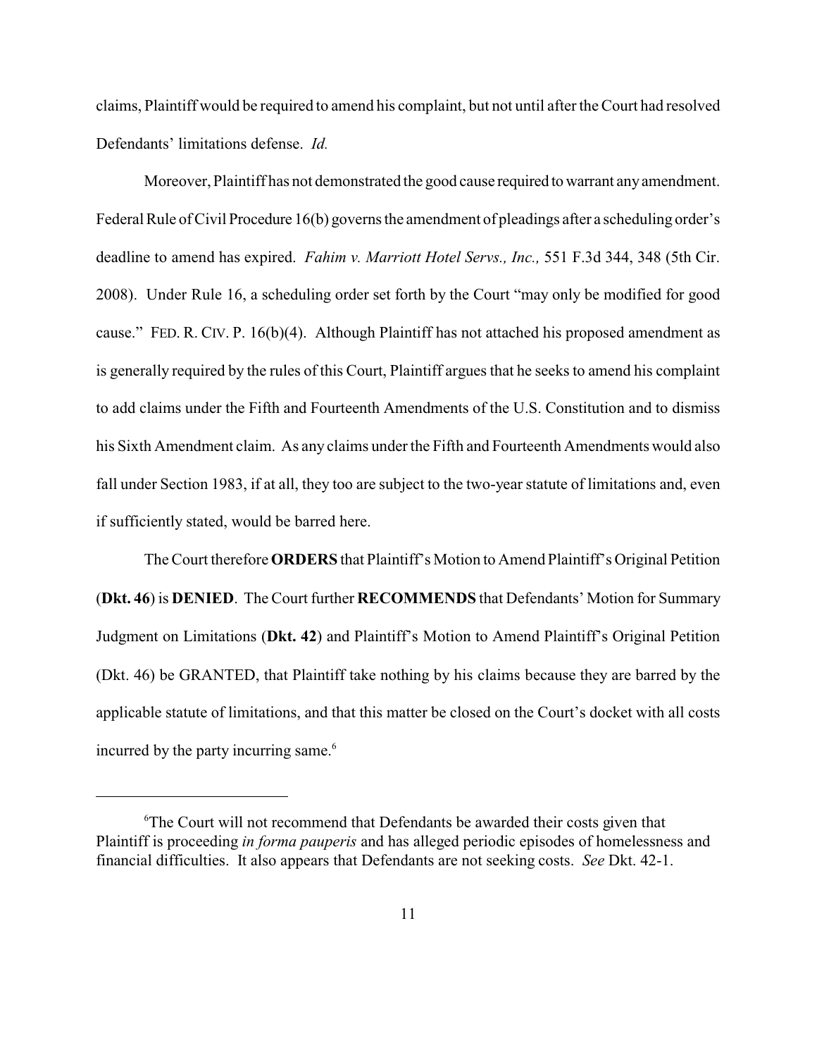claims, Plaintiff would be required to amend his complaint, but not until after the Court had resolved Defendants' limitations defense. *Id.*

Moreover, Plaintiff has not demonstrated the good cause required to warrant any amendment. Federal Rule of Civil Procedure 16(b) governs the amendment of pleadings after a scheduling order's deadline to amend has expired. *Fahim v. Marriott Hotel Servs., Inc.,* 551 F.3d 344, 348 (5th Cir. 2008). Under Rule 16, a scheduling order set forth by the Court "may only be modified for good cause." FED. R. CIV. P. 16(b)(4). Although Plaintiff has not attached his proposed amendment as is generally required by the rules of this Court, Plaintiff argues that he seeks to amend his complaint to add claims under the Fifth and Fourteenth Amendments of the U.S. Constitution and to dismiss his Sixth Amendment claim. As any claims under the Fifth and Fourteenth Amendments would also fall under Section 1983, if at all, they too are subject to the two-year statute of limitations and, even if sufficiently stated, would be barred here.

The Court therefore **ORDERS** that Plaintiff's Motion to Amend Plaintiff's Original Petition (**Dkt. 46**) is **DENIED**. The Court further **RECOMMENDS** that Defendants' Motion for Summary Judgment on Limitations (**Dkt. 42**) and Plaintiff's Motion to Amend Plaintiff's Original Petition (Dkt. 46) be GRANTED, that Plaintiff take nothing by his claims because they are barred by the applicable statute of limitations, and that this matter be closed on the Court's docket with all costs incurred by the party incurring same.[6]

---

[6]The Court will not recommend that Defendants be awarded their costs given that Plaintiff is proceeding *in forma pauperis* and has alleged periodic episodes of homelessness and financial difficulties. It also appears that Defendants are not seeking costs. *See* Dkt. 42-1.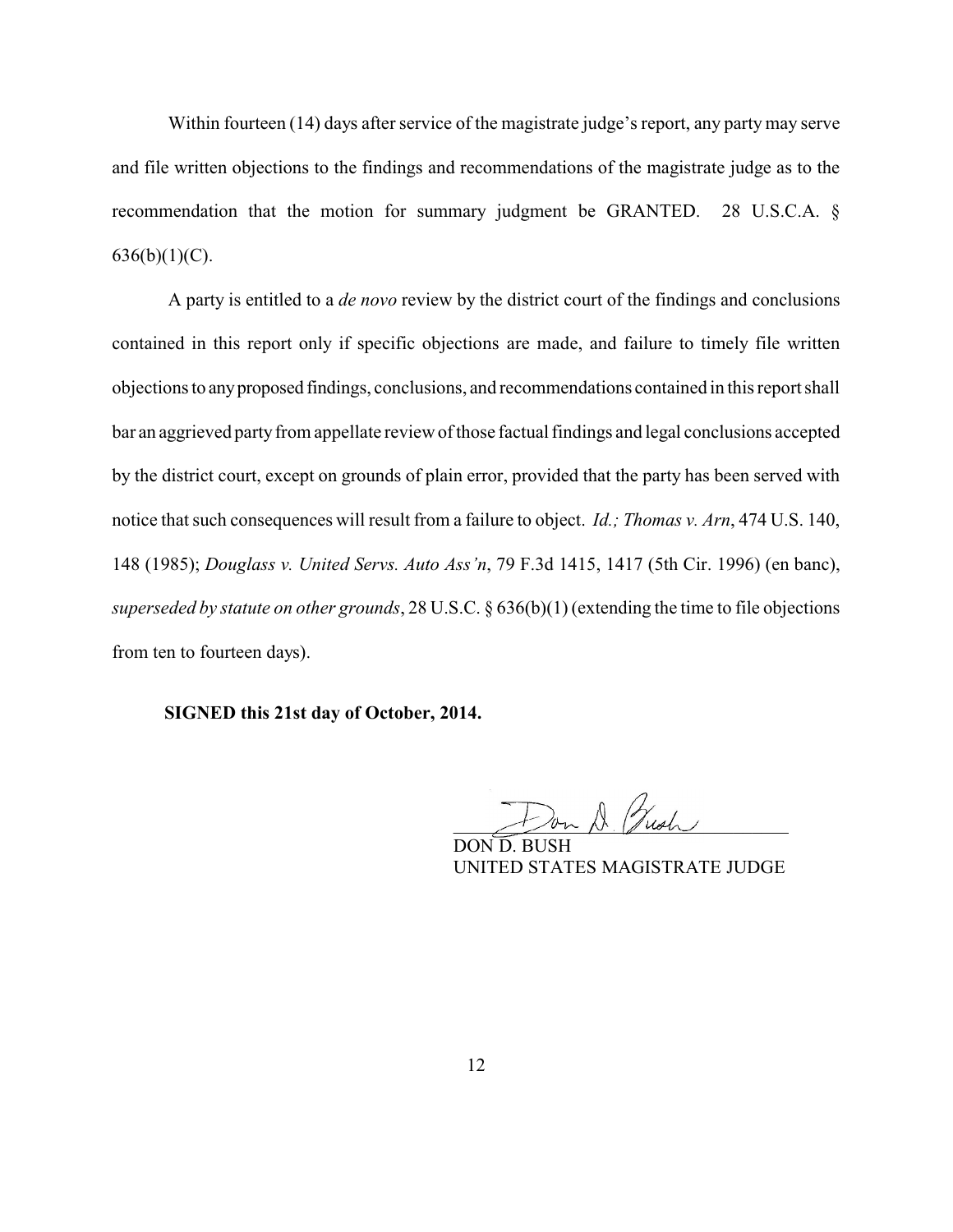Within fourteen (14) days after service of the magistrate judge's report, any party may serve and file written objections to the findings and recommendations of the magistrate judge as to the recommendation that the motion for summary judgment be GRANTED. 28 U.S.C.A. § 636(b)(1)(C).

A party is entitled to a *de novo* review by the district court of the findings and conclusions contained in this report only if specific objections are made, and failure to timely file written objections to any proposed findings, conclusions, and recommendations contained in this report shall bar an aggrieved party from appellate review of those factual findings and legal conclusions accepted by the district court, except on grounds of plain error, provided that the party has been served with notice that such consequences will result from a failure to object. *Id.; Thomas v. Arn*, 474 U.S. 140, 148 (1985); *Douglass v. United Servs. Auto Ass'n*, 79 F.3d 1415, 1417 (5th Cir. 1996) (en banc), *superseded by statute on other grounds*, 28 U.S.C. § 636(b)(1) (extending the time to file objections from ten to fourteen days).

**SIGNED this 21st day of October, 2014.**

DON D. BUSH
UNITED STATES MAGISTRATE JUDGE